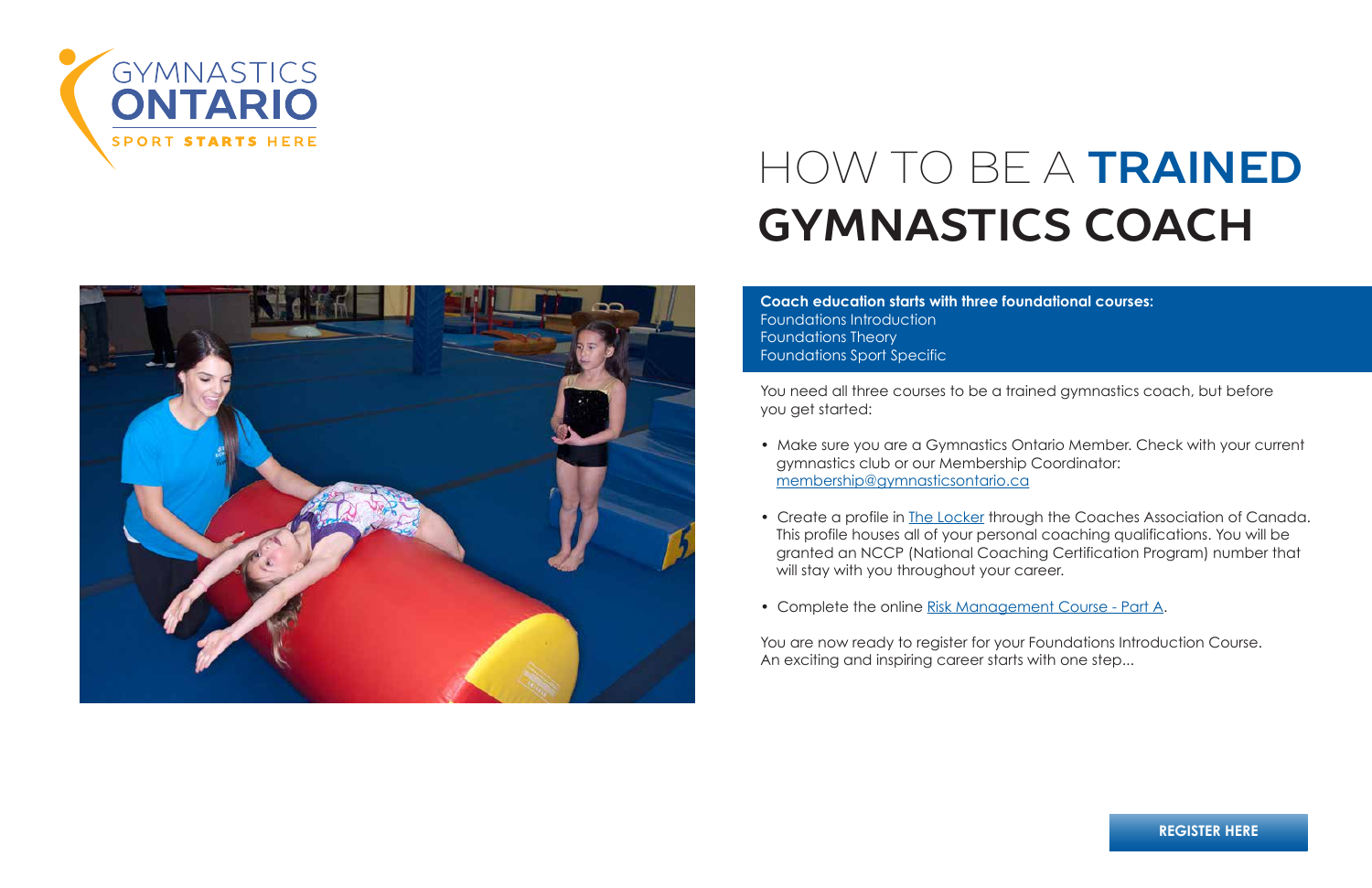GYMNASTICS ONTARIO

SPORT STARTS HERE

# HOW TO BE A **TRAINED GYMNASTICS COACH**

**Coach education starts with three foundational courses:**
Foundations Introduction
Foundations Theory
Foundations Sport Specific

You need all three courses to be a trained gymnastics coach, but before you get started:

- Make sure you are a Gymnastics Ontario Member. Check with your current gymnastics club or our Membership Coordinator: membership@gymnasticsontario.ca
- Create a profile in The Locker through the Coaches Association of Canada. This profile houses all of your personal coaching qualifications. You will be granted an NCCP (National Coaching Certification Program) number that will stay with you throughout your career.
- Complete the online Risk Management Course - Part A.

You are now ready to register for your Foundations Introduction Course. An exciting and inspiring career starts with one step...

**REGISTER HERE**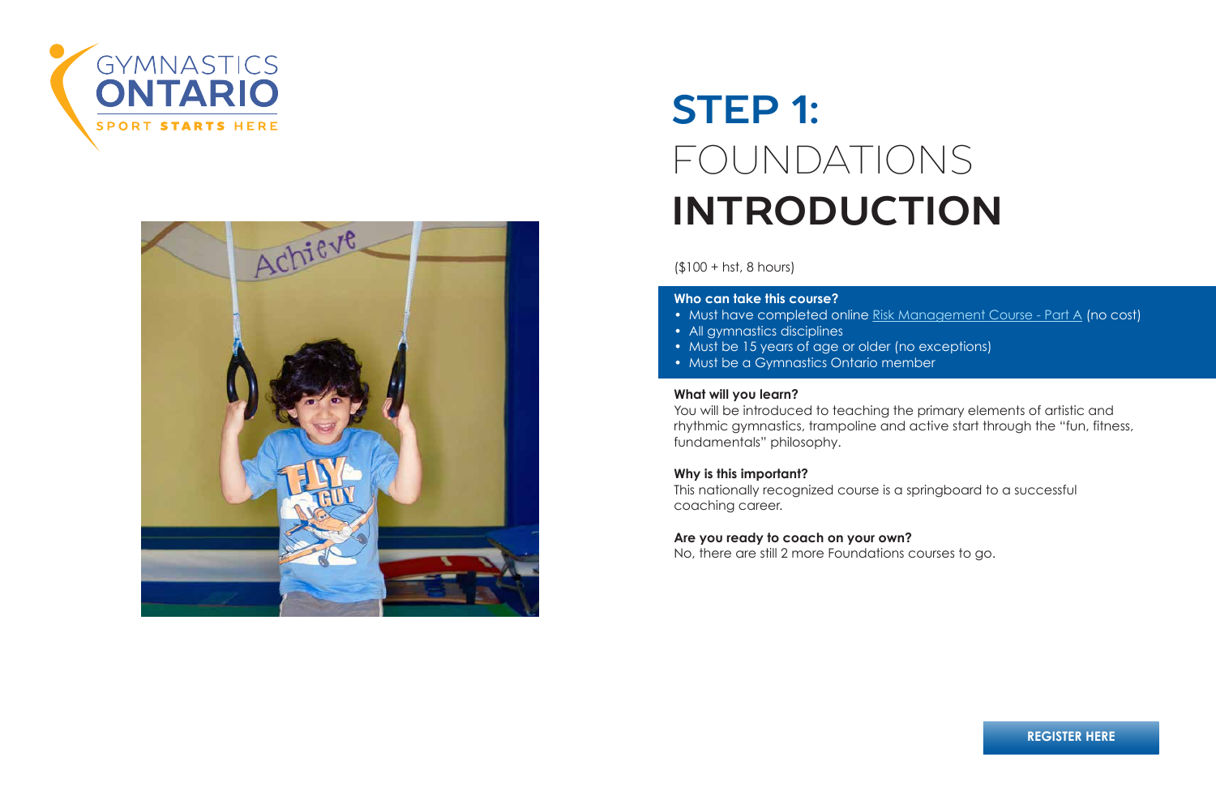# STEP 1: FOUNDATIONS INTRODUCTION

($100 + hst, 8 hours)

**Who can take this course?**

- Must have completed online Risk Management Course - Part A (no cost)
- All gymnastics disciplines
- Must be 15 years of age or older (no exceptions)
- Must be a Gymnastics Ontario member

**What will you learn?**

You will be introduced to teaching the primary elements of artistic and rhythmic gymnastics, trampoline and active start through the "fun, fitness, fundamentals" philosophy.

**Why is this important?**

This nationally recognized course is a springboard to a successful coaching career.

**Are you ready to coach on your own?**

No, there are still 2 more Foundations courses to go.

REGISTER HERE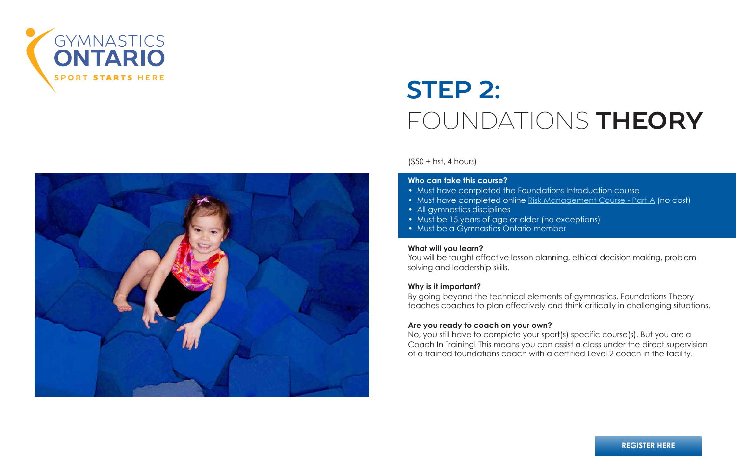GYMNASTICS ONTARIO

SPORT STARTS HERE

# STEP 2: FOUNDATIONS THEORY

($50 + hst, 4 hours)

**Who can take this course?**

- Must have completed the Foundations Introduction course
- Must have completed online Risk Management Course - Part A (no cost)
- All gymnastics disciplines
- Must be 15 years of age or older (no exceptions)
- Must be a Gymnastics Ontario member

**What will you learn?**

You will be taught effective lesson planning, ethical decision making, problem solving and leadership skills.

**Why is it important?**

By going beyond the technical elements of gymnastics, Foundations Theory teaches coaches to plan effectively and think critically in challenging situations.

**Are you ready to coach on your own?**

No, you still have to complete your sport(s) specific course(s). But you are a Coach In Training! This means you can assist a class under the direct supervision of a trained foundations coach with a certified Level 2 coach in the facility.

**REGISTER HERE**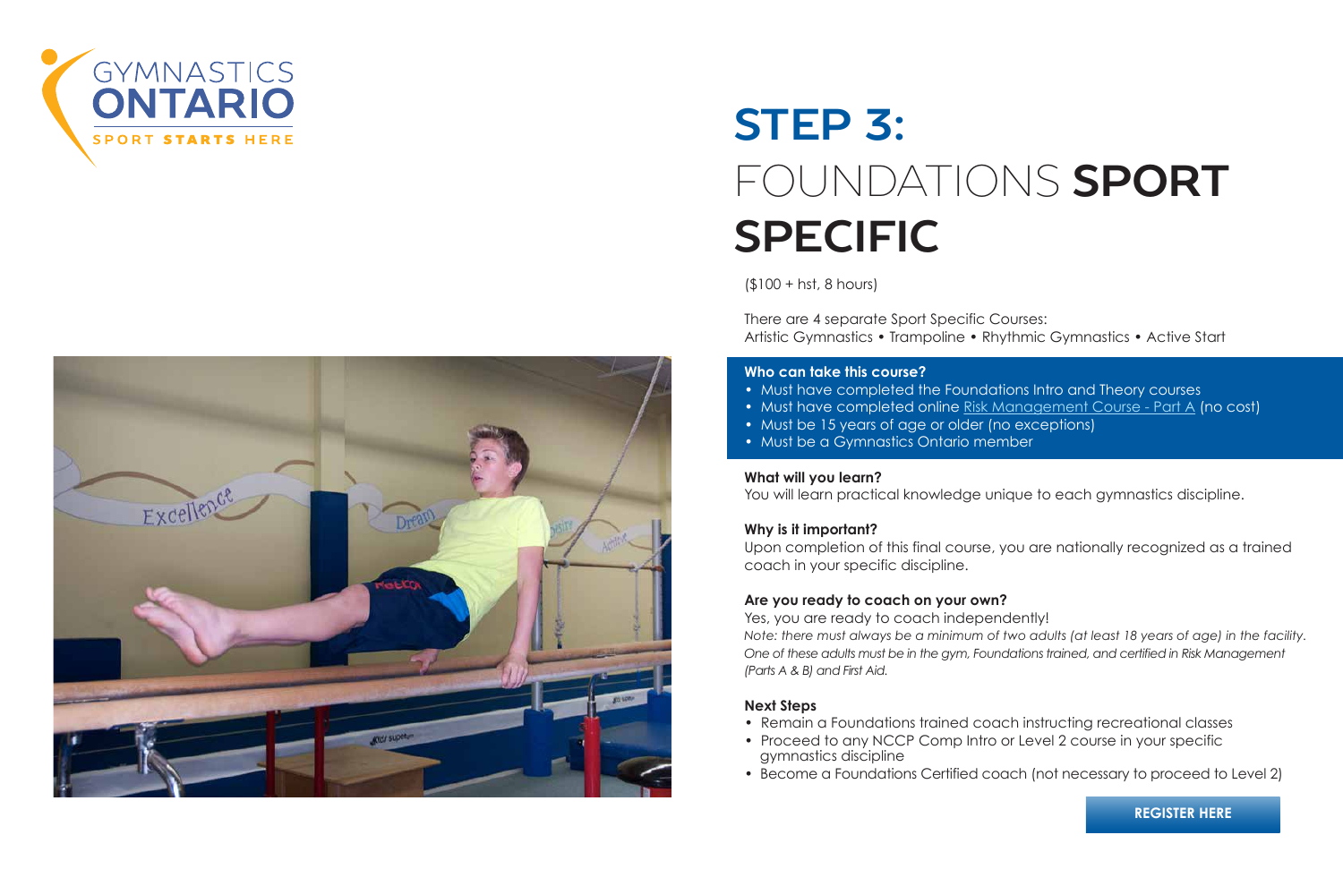GYMNASTICS ONTARIO
SPORT STARTS HERE

# STEP 3: FOUNDATIONS SPORT SPECIFIC

($100 + hst, 8 hours)

There are 4 separate Sport Specific Courses:
Artistic Gymnastics • Trampoline • Rhythmic Gymnastics • Active Start

**Who can take this course?**

- Must have completed the Foundations Intro and Theory courses
- Must have completed online Risk Management Course - Part A (no cost)
- Must be 15 years of age or older (no exceptions)
- Must be a Gymnastics Ontario member

**What will you learn?**
You will learn practical knowledge unique to each gymnastics discipline.

**Why is it important?**
Upon completion of this final course, you are nationally recognized as a trained coach in your specific discipline.

**Are you ready to coach on your own?**
Yes, you are ready to coach independently!
*Note: there must always be a minimum of two adults (at least 18 years of age) in the facility. One of these adults must be in the gym, Foundations trained, and certified in Risk Management (Parts A & B) and First Aid.*

**Next Steps**

- Remain a Foundations trained coach instructing recreational classes
- Proceed to any NCCP Comp Intro or Level 2 course in your specific gymnastics discipline
- Become a Foundations Certified coach (not necessary to proceed to Level 2)

REGISTER HERE